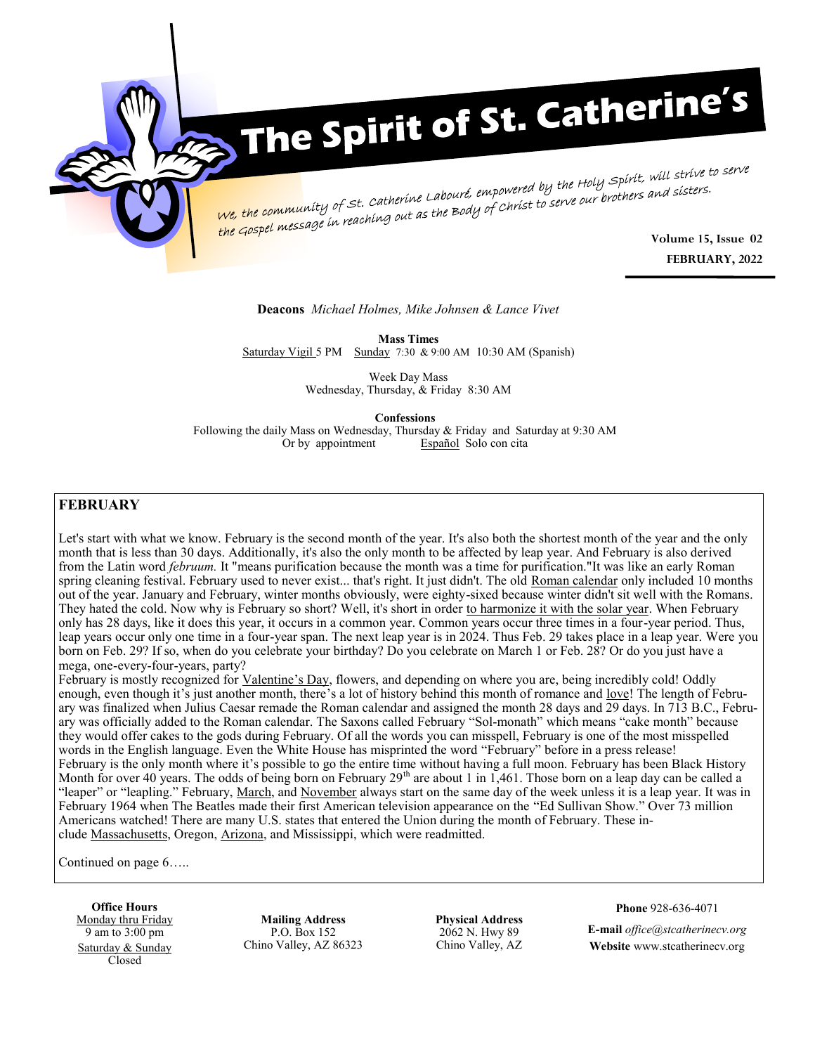# The Spirit of St. Catherine's

*We, the community of St. Catherine Labouré, empowered by the Holy Spirit, will strive to serve the Gospel message in reaching out as the Body of Christ to serve our brothers and sisters.*

**Volume 15, Issue 02**
**FEBRUARY, 2022**

**Deacons** *Michael Holmes, Mike Johnsen & Lance Vivet*

**Mass Times**
Saturday Vigil 5 PM Sunday 7:30 & 9:00 AM 10:30 AM (Spanish)

Week Day Mass
Wednesday, Thursday, & Friday 8:30 AM

**Confessions**
Following the daily Mass on Wednesday, Thursday & Friday and Saturday at 9:30 AM
Or by appointment Español Solo con cita

## FEBRUARY

Let's start with what we know. February is the second month of the year. It's also both the shortest month of the year and the only month that is less than 30 days. Additionally, it's also the only month to be affected by leap year. And February is also derived from the Latin word *februum.* It "means purification because the month was a time for purification."It was like an early Roman spring cleaning festival. February used to never exist... that's right. It just didn't. The old Roman calendar only included 10 months out of the year. January and February, winter months obviously, were eighty-sixed because winter didn't sit well with the Romans. They hated the cold. Now why is February so short? Well, it's short in order to harmonize it with the solar year. When February only has 28 days, like it does this year, it occurs in a common year. Common years occur three times in a four-year period. Thus, leap years occur only one time in a four-year span. The next leap year is in 2024. Thus Feb. 29 takes place in a leap year. Were you born on Feb. 29? If so, when do you celebrate your birthday? Do you celebrate on March 1 or Feb. 28? Or do you just have a mega, one-every-four-years, party?

February is mostly recognized for Valentine's Day, flowers, and depending on where you are, being incredibly cold! Oddly enough, even though it's just another month, there's a lot of history behind this month of romance and love! The length of February was finalized when Julius Caesar remade the Roman calendar and assigned the month 28 days and 29 days. In 713 B.C., February was officially added to the Roman calendar. The Saxons called February "Sol-monath" which means "cake month" because they would offer cakes to the gods during February. Of all the words you can misspell, February is one of the most misspelled words in the English language. Even the White House has misprinted the word "February" before in a press release!

February is the only month where it's possible to go the entire time without having a full moon. February has been Black History Month for over 40 years. The odds of being born on February 29th are about 1 in 1,461. Those born on a leap day can be called a "leaper" or "leapling." February, March, and November always start on the same day of the week unless it is a leap year. It was in February 1964 when The Beatles made their first American television appearance on the "Ed Sullivan Show." Over 73 million Americans watched! There are many U.S. states that entered the Union during the month of February. These include Massachusetts, Oregon, Arizona, and Mississippi, which were readmitted.

Continued on page 6…..

**Office Hours**
Monday thru Friday
9 am to 3:00 pm
Saturday & Sunday
Closed

**Mailing Address**
P.O. Box 152
Chino Valley, AZ 86323

**Physical Address**
2062 N. Hwy 89
Chino Valley, AZ

**Phone** 928-636-4071
**E-mail** *office@stcatherinecv.org*
**Website** www.stcatherinecv.org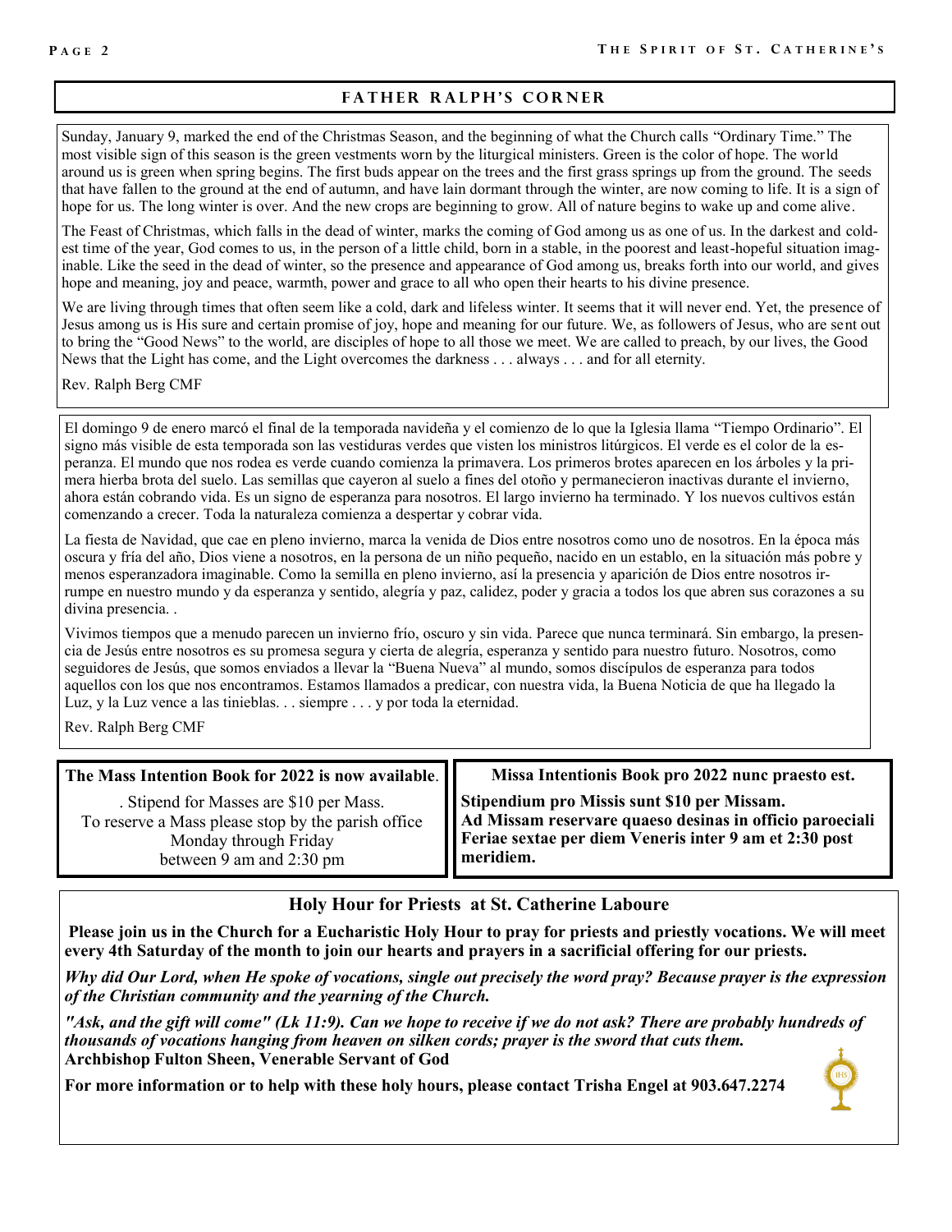## FATHER RALPH'S CORNER

Sunday, January 9, marked the end of the Christmas Season, and the beginning of what the Church calls "Ordinary Time." The most visible sign of this season is the green vestments worn by the liturgical ministers. Green is the color of hope. The world around us is green when spring begins. The first buds appear on the trees and the first grass springs up from the ground. The seeds that have fallen to the ground at the end of autumn, and have lain dormant through the winter, are now coming to life. It is a sign of hope for us. The long winter is over. And the new crops are beginning to grow. All of nature begins to wake up and come alive.

The Feast of Christmas, which falls in the dead of winter, marks the coming of God among us as one of us. In the darkest and coldest time of the year, God comes to us, in the person of a little child, born in a stable, in the poorest and least-hopeful situation imaginable. Like the seed in the dead of winter, so the presence and appearance of God among us, breaks forth into our world, and gives hope and meaning, joy and peace, warmth, power and grace to all who open their hearts to his divine presence.

We are living through times that often seem like a cold, dark and lifeless winter. It seems that it will never end. Yet, the presence of Jesus among us is His sure and certain promise of joy, hope and meaning for our future. We, as followers of Jesus, who are sent out to bring the "Good News" to the world, are disciples of hope to all those we meet. We are called to preach, by our lives, the Good News that the Light has come, and the Light overcomes the darkness . . . always . . . and for all eternity.

Rev. Ralph Berg CMF

El domingo 9 de enero marcó el final de la temporada navideña y el comienzo de lo que la Iglesia llama "Tiempo Ordinario". El signo más visible de esta temporada son las vestiduras verdes que visten los ministros litúrgicos. El verde es el color de la esperanza. El mundo que nos rodea es verde cuando comienza la primavera. Los primeros brotes aparecen en los árboles y la primera hierba brota del suelo. Las semillas que cayeron al suelo a fines del otoño y permanecieron inactivas durante el invierno, ahora están cobrando vida. Es un signo de esperanza para nosotros. El largo invierno ha terminado. Y los nuevos cultivos están comenzando a crecer. Toda la naturaleza comienza a despertar y cobrar vida.

La fiesta de Navidad, que cae en pleno invierno, marca la venida de Dios entre nosotros como uno de nosotros. En la época más oscura y fría del año, Dios viene a nosotros, en la persona de un niño pequeño, nacido en un establo, en la situación más pobre y menos esperanzadora imaginable. Como la semilla en pleno invierno, así la presencia y aparición de Dios entre nosotros irrumpe en nuestro mundo y da esperanza y sentido, alegría y paz, calidez, poder y gracia a todos los que abren sus corazones a su divina presencia. .

Vivimos tiempos que a menudo parecen un invierno frío, oscuro y sin vida. Parece que nunca terminará. Sin embargo, la presencia de Jesús entre nosotros es su promesa segura y cierta de alegría, esperanza y sentido para nuestro futuro. Nosotros, como seguidores de Jesús, que somos enviados a llevar la "Buena Nueva" al mundo, somos discípulos de esperanza para todos aquellos con los que nos encontramos. Estamos llamados a predicar, con nuestra vida, la Buena Noticia de que ha llegado la Luz, y la Luz vence a las tinieblas. . . siempre . . . y por toda la eternidad.

Rev. Ralph Berg CMF

**The Mass Intention Book for 2022 is now available**.

. Stipend for Masses are $10 per Mass.
To reserve a Mass please stop by the parish office
Monday through Friday
between 9 am and 2:30 pm

**Missa Intentionis Book pro 2022 nunc praesto est.**

**Stipendium pro Missis sunt $10 per Missam.**
**Ad Missam reservare quaeso desinas in officio paroeciali Feriae sextae per diem Veneris inter 9 am et 2:30 post meridiem.**

## Holy Hour for Priests at St. Catherine Laboure

**Please join us in the Church for a Eucharistic Holy Hour to pray for priests and priestly vocations. We will meet every 4th Saturday of the month to join our hearts and prayers in a sacrificial offering for our priests.**

***Why did Our Lord, when He spoke of vocations, single out precisely the word pray? Because prayer is the expression of the Christian community and the yearning of the Church.***

***"Ask, and the gift will come" (Lk 11:9). Can we hope to receive if we do not ask? There are probably hundreds of thousands of vocations hanging from heaven on silken cords; prayer is the sword that cuts them.***
**Archbishop Fulton Sheen, Venerable Servant of God**

**For more information or to help with these holy hours, please contact Trisha Engel at 903.647.2274**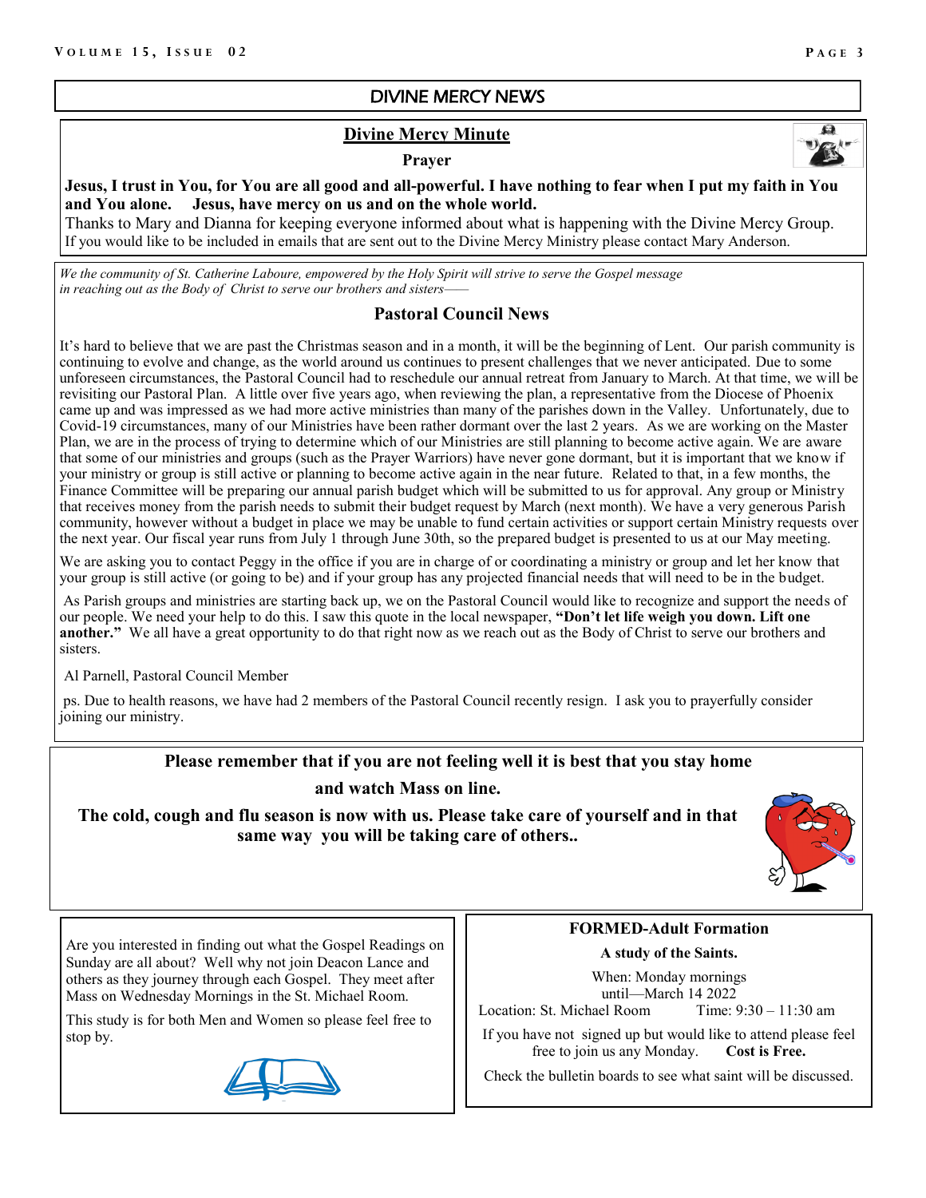## DIVINE MERCY NEWS

### Divine Mercy Minute

**Prayer**

**Jesus, I trust in You, for You are all good and all-powerful. I have nothing to fear when I put my faith in You and You alone. Jesus, have mercy on us and on the whole world.**

Thanks to Mary and Dianna for keeping everyone informed about what is happening with the Divine Mercy Group. If you would like to be included in emails that are sent out to the Divine Mercy Ministry please contact Mary Anderson.

*We the community of St. Catherine Laboure, empowered by the Holy Spirit will strive to serve the Gospel message in reaching out as the Body of Christ to serve our brothers and sisters——*

### Pastoral Council News

It's hard to believe that we are past the Christmas season and in a month, it will be the beginning of Lent. Our parish community is continuing to evolve and change, as the world around us continues to present challenges that we never anticipated. Due to some unforeseen circumstances, the Pastoral Council had to reschedule our annual retreat from January to March. At that time, we will be revisiting our Pastoral Plan. A little over five years ago, when reviewing the plan, a representative from the Diocese of Phoenix came up and was impressed as we had more active ministries than many of the parishes down in the Valley. Unfortunately, due to Covid-19 circumstances, many of our Ministries have been rather dormant over the last 2 years. As we are working on the Master Plan, we are in the process of trying to determine which of our Ministries are still planning to become active again. We are aware that some of our ministries and groups (such as the Prayer Warriors) have never gone dormant, but it is important that we know if your ministry or group is still active or planning to become active again in the near future. Related to that, in a few months, the Finance Committee will be preparing our annual parish budget which will be submitted to us for approval. Any group or Ministry that receives money from the parish needs to submit their budget request by March (next month). We have a very generous Parish community, however without a budget in place we may be unable to fund certain activities or support certain Ministry requests over the next year. Our fiscal year runs from July 1 through June 30th, so the prepared budget is presented to us at our May meeting.

We are asking you to contact Peggy in the office if you are in charge of or coordinating a ministry or group and let her know that your group is still active (or going to be) and if your group has any projected financial needs that will need to be in the budget.

As Parish groups and ministries are starting back up, we on the Pastoral Council would like to recognize and support the needs of our people. We need your help to do this. I saw this quote in the local newspaper, **"Don't let life weigh you down. Lift one another."** We all have a great opportunity to do that right now as we reach out as the Body of Christ to serve our brothers and sisters.

Al Parnell, Pastoral Council Member

ps. Due to health reasons, we have had 2 members of the Pastoral Council recently resign. I ask you to prayerfully consider joining our ministry.

**Please remember that if you are not feeling well it is best that you stay home and watch Mass on line.**

**The cold, cough and flu season is now with us. Please take care of yourself and in that same way you will be taking care of others..**

Are you interested in finding out what the Gospel Readings on Sunday are all about? Well why not join Deacon Lance and others as they journey through each Gospel. They meet after Mass on Wednesday Mornings in the St. Michael Room.

This study is for both Men and Women so please feel free to stop by.

### FORMED-Adult Formation

**A study of the Saints.**

When: Monday mornings until—March 14 2022

Location: St. Michael Room     Time: 9:30 – 11:30 am

If you have not signed up but would like to attend please feel free to join us any Monday. **Cost is Free.**

Check the bulletin boards to see what saint will be discussed.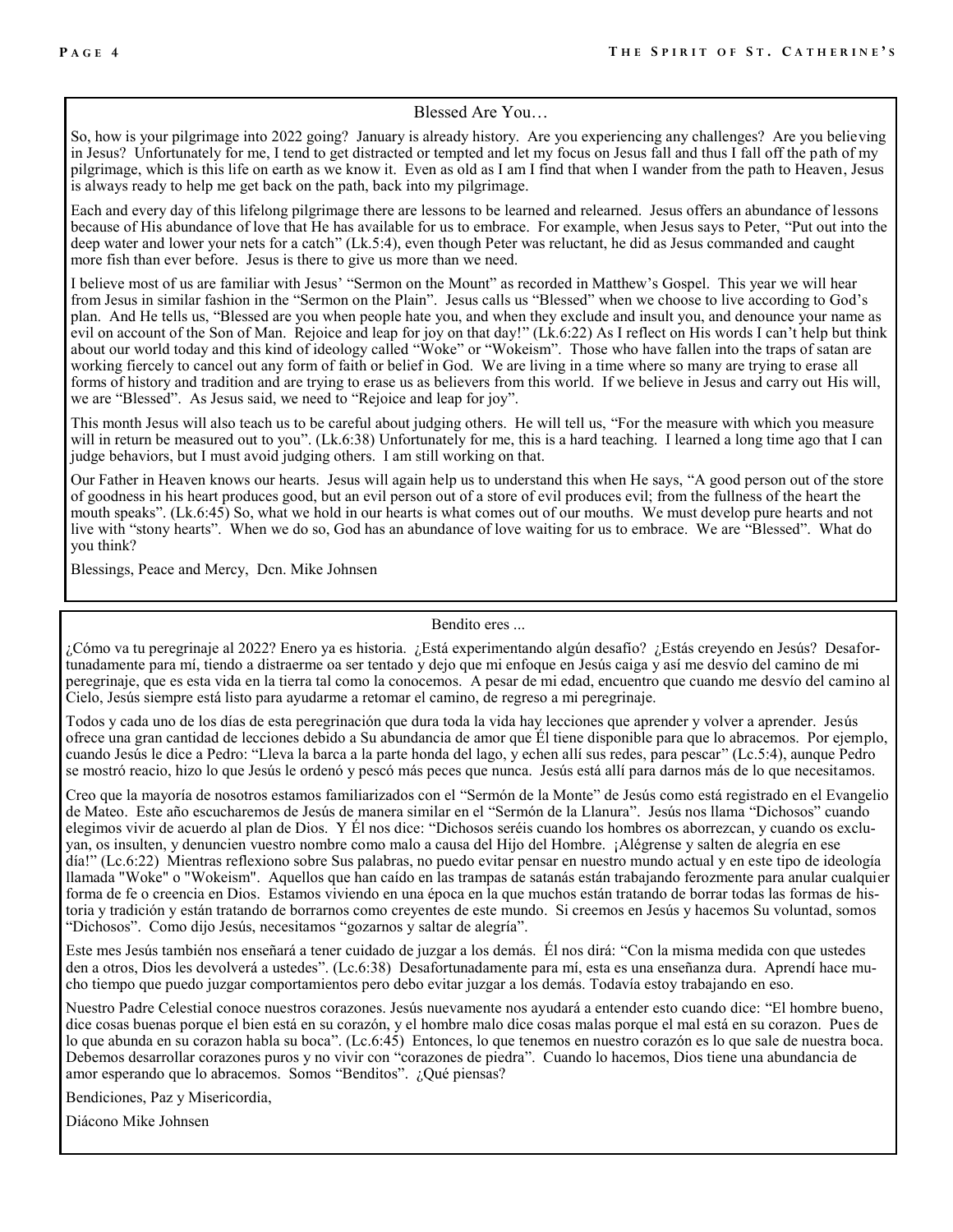## Blessed Are You…

So, how is your pilgrimage into 2022 going? January is already history. Are you experiencing any challenges? Are you believing in Jesus? Unfortunately for me, I tend to get distracted or tempted and let my focus on Jesus fall and thus I fall off the path of my pilgrimage, which is this life on earth as we know it. Even as old as I am I find that when I wander from the path to Heaven, Jesus is always ready to help me get back on the path, back into my pilgrimage.

Each and every day of this lifelong pilgrimage there are lessons to be learned and relearned. Jesus offers an abundance of lessons because of His abundance of love that He has available for us to embrace. For example, when Jesus says to Peter, "Put out into the deep water and lower your nets for a catch" (Lk.5:4), even though Peter was reluctant, he did as Jesus commanded and caught more fish than ever before. Jesus is there to give us more than we need.

I believe most of us are familiar with Jesus' "Sermon on the Mount" as recorded in Matthew's Gospel. This year we will hear from Jesus in similar fashion in the "Sermon on the Plain". Jesus calls us "Blessed" when we choose to live according to God's plan. And He tells us, "Blessed are you when people hate you, and when they exclude and insult you, and denounce your name as evil on account of the Son of Man. Rejoice and leap for joy on that day!" (Lk.6:22) As I reflect on His words I can't help but think about our world today and this kind of ideology called "Woke" or "Wokeism". Those who have fallen into the traps of satan are working fiercely to cancel out any form of faith or belief in God. We are living in a time where so many are trying to erase all forms of history and tradition and are trying to erase us as believers from this world. If we believe in Jesus and carry out His will, we are "Blessed". As Jesus said, we need to "Rejoice and leap for joy".

This month Jesus will also teach us to be careful about judging others. He will tell us, "For the measure with which you measure will in return be measured out to you". (Lk.6:38) Unfortunately for me, this is a hard teaching. I learned a long time ago that I can judge behaviors, but I must avoid judging others. I am still working on that.

Our Father in Heaven knows our hearts. Jesus will again help us to understand this when He says, "A good person out of the store of goodness in his heart produces good, but an evil person out of a store of evil produces evil; from the fullness of the heart the mouth speaks". (Lk.6:45) So, what we hold in our hearts is what comes out of our mouths. We must develop pure hearts and not live with "stony hearts". When we do so, God has an abundance of love waiting for us to embrace. We are "Blessed". What do you think?

Blessings, Peace and Mercy, Dcn. Mike Johnsen

## Bendito eres ...

¿Cómo va tu peregrinaje al 2022? Enero ya es historia. ¿Está experimentando algún desafío? ¿Estás creyendo en Jesús? Desafortunadamente para mí, tiendo a distraerme oa ser tentado y dejo que mi enfoque en Jesús caiga y así me desvío del camino de mi peregrinaje, que es esta vida en la tierra tal como la conocemos. A pesar de mi edad, encuentro que cuando me desvío del camino al Cielo, Jesús siempre está listo para ayudarme a retomar el camino, de regreso a mi peregrinaje.

Todos y cada uno de los días de esta peregrinación que dura toda la vida hay lecciones que aprender y volver a aprender. Jesús ofrece una gran cantidad de lecciones debido a Su abundancia de amor que Él tiene disponible para que lo abracemos. Por ejemplo, cuando Jesús le dice a Pedro: "Lleva la barca a la parte honda del lago, y echen allí sus redes, para pescar" (Lc.5:4), aunque Pedro se mostró reacio, hizo lo que Jesús le ordenó y pescó más peces que nunca. Jesús está allí para darnos más de lo que necesitamos.

Creo que la mayoría de nosotros estamos familiarizados con el "Sermón de la Monte" de Jesús como está registrado en el Evangelio de Mateo. Este año escucharemos de Jesús de manera similar en el "Sermón de la Llanura". Jesús nos llama "Dichosos" cuando elegimos vivir de acuerdo al plan de Dios. Y Él nos dice: "Dichosos seréis cuando los hombres os aborrezcan, y cuando os excluyan, os insulten, y denuncien vuestro nombre como malo a causa del Hijo del Hombre. ¡Alégrense y salten de alegría en ese día!" (Lc.6:22) Mientras reflexiono sobre Sus palabras, no puedo evitar pensar en nuestro mundo actual y en este tipo de ideología llamada "Woke" o "Wokeism". Aquellos que han caído en las trampas de satanás están trabajando ferozmente para anular cualquier forma de fe o creencia en Dios. Estamos viviendo en una época en la que muchos están tratando de borrar todas las formas de historia y tradición y están tratando de borrarnos como creyentes de este mundo. Si creemos en Jesús y hacemos Su voluntad, somos "Dichosos". Como dijo Jesús, necesitamos "gozarnos y saltar de alegría".

Este mes Jesus también nos enseñará a tener cuidado de juzgar a los demás. Él nos dirá: "Con la misma medida con que ustedes den a otros, Dios les devolverá a ustedes". (Lc.6:38) Desafortunadamente para mí, esta es una enseñanza dura. Aprendí hace mucho tiempo que puedo juzgar comportamientos pero debo evitar juzgar a los demás. Todavía estoy trabajando en eso.

Nuestro Padre Celestial conoce nuestros corazones. Jesús nuevamente nos ayudará a entender esto cuando dice: "El hombre bueno, dice cosas buenas porque el bien está en su corazón, y el hombre malo dice cosas malas porque el mal está en su corazon. Pues de lo que abunda en su corazon habla su boca". (Lc.6:45) Entonces, lo que tenemos en nuestro corazón es lo que sale de nuestra boca. Debemos desarrollar corazones puros y no vivir con "corazones de piedra". Cuando lo hacemos, Dios tiene una abundancia de amor esperando que lo abracemos. Somos "Benditos". ¿Qué piensas?

Bendiciones, Paz y Misericordia,

Diácono Mike Johnsen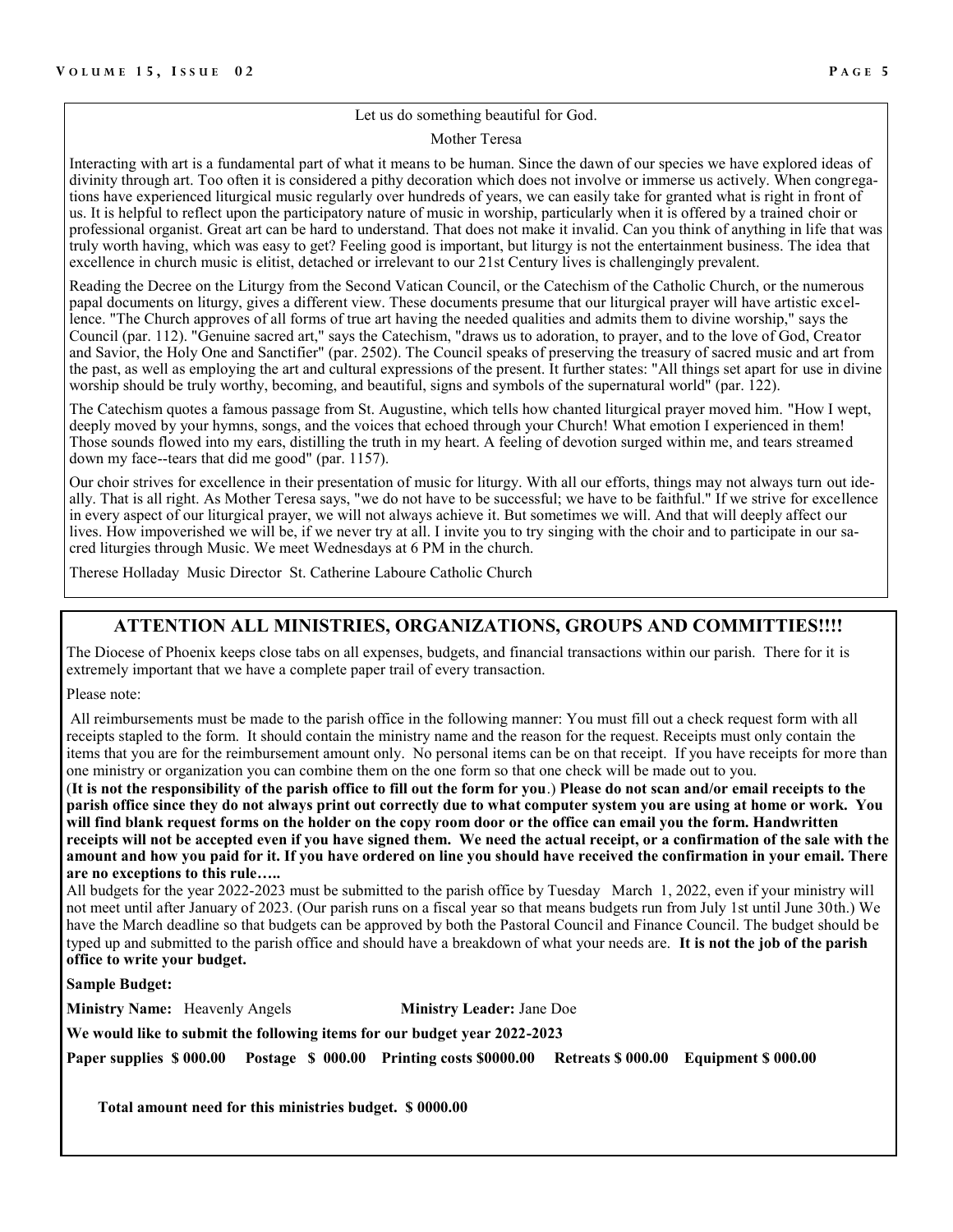Let us do something beautiful for God.

Mother Teresa

Interacting with art is a fundamental part of what it means to be human. Since the dawn of our species we have explored ideas of divinity through art. Too often it is considered a pithy decoration which does not involve or immerse us actively. When congregations have experienced liturgical music regularly over hundreds of years, we can easily take for granted what is right in front of us. It is helpful to reflect upon the participatory nature of music in worship, particularly when it is offered by a trained choir or professional organist. Great art can be hard to understand. That does not make it invalid. Can you think of anything in life that was truly worth having, which was easy to get? Feeling good is important, but liturgy is not the entertainment business. The idea that excellence in church music is elitist, detached or irrelevant to our 21st Century lives is challengingly prevalent.

Reading the Decree on the Liturgy from the Second Vatican Council, or the Catechism of the Catholic Church, or the numerous papal documents on liturgy, gives a different view. These documents presume that our liturgical prayer will have artistic excellence. "The Church approves of all forms of true art having the needed qualities and admits them to divine worship," says the Council (par. 112). "Genuine sacred art," says the Catechism, "draws us to adoration, to prayer, and to the love of God, Creator and Savior, the Holy One and Sanctifier" (par. 2502). The Council speaks of preserving the treasury of sacred music and art from the past, as well as employing the art and cultural expressions of the present. It further states: "All things set apart for use in divine worship should be truly worthy, becoming, and beautiful, signs and symbols of the supernatural world" (par. 122).

The Catechism quotes a famous passage from St. Augustine, which tells how chanted liturgical prayer moved him. "How I wept, deeply moved by your hymns, songs, and the voices that echoed through your Church! What emotion I experienced in them! Those sounds flowed into my ears, distilling the truth in my heart. A feeling of devotion surged within me, and tears streamed down my face--tears that did me good" (par. 1157).

Our choir strives for excellence in their presentation of music for liturgy. With all our efforts, things may not always turn out ideally. That is all right. As Mother Teresa says, "we do not have to be successful; we have to be faithful." If we strive for excellence in every aspect of our liturgical prayer, we will not always achieve it. But sometimes we will. And that will deeply affect our lives. How impoverished we will be, if we never try at all. I invite you to try singing with the choir and to participate in our sacred liturgies through Music. We meet Wednesdays at 6 PM in the church.

Therese Holladay Music Director St. Catherine Laboure Catholic Church

## ATTENTION ALL MINISTRIES, ORGANIZATIONS, GROUPS AND COMMITTIES!!!!

The Diocese of Phoenix keeps close tabs on all expenses, budgets, and financial transactions within our parish. There for it is extremely important that we have a complete paper trail of every transaction.

Please note:

All reimbursements must be made to the parish office in the following manner: You must fill out a check request form with all receipts stapled to the form. It should contain the ministry name and the reason for the request. Receipts must only contain the items that you are for the reimbursement amount only. No personal items can be on that receipt. If you have receipts for more than one ministry or organization you can combine them on the one form so that one check will be made out to you.

(**It is not the responsibility of the parish office to fill out the form for you**.) **Please do not scan and/or email receipts to the parish office since they do not always print out correctly due to what computer system you are using at home or work. You will find blank request forms on the holder on the copy room door or the office can email you the form. Handwritten receipts will not be accepted even if you have signed them. We need the actual receipt, or a confirmation of the sale with the amount and how you paid for it. If you have ordered on line you should have received the confirmation in your email. There are no exceptions to this rule…..**

All budgets for the year 2022-2023 must be submitted to the parish office by Tuesday March 1, 2022, even if your ministry will not meet until after January of 2023. (Our parish runs on a fiscal year so that means budgets run from July 1st until June 30th.) We have the March deadline so that budgets can be approved by both the Pastoral Council and Finance Council. The budget should be typed up and submitted to the parish office and should have a breakdown of what your needs are. **It is not the job of the parish office to write your budget.**

**Sample Budget:**

**Ministry Name:** Heavenly Angels **Ministry Leader:** Jane Doe

**We would like to submit the following items for our budget year 2022-2023**

**Paper supplies $ 000.00 Postage $ 000.00 Printing costs $0000.00 Retreats $ 000.00 Equipment $ 000.00**

**Total amount need for this ministries budget. $ 0000.00**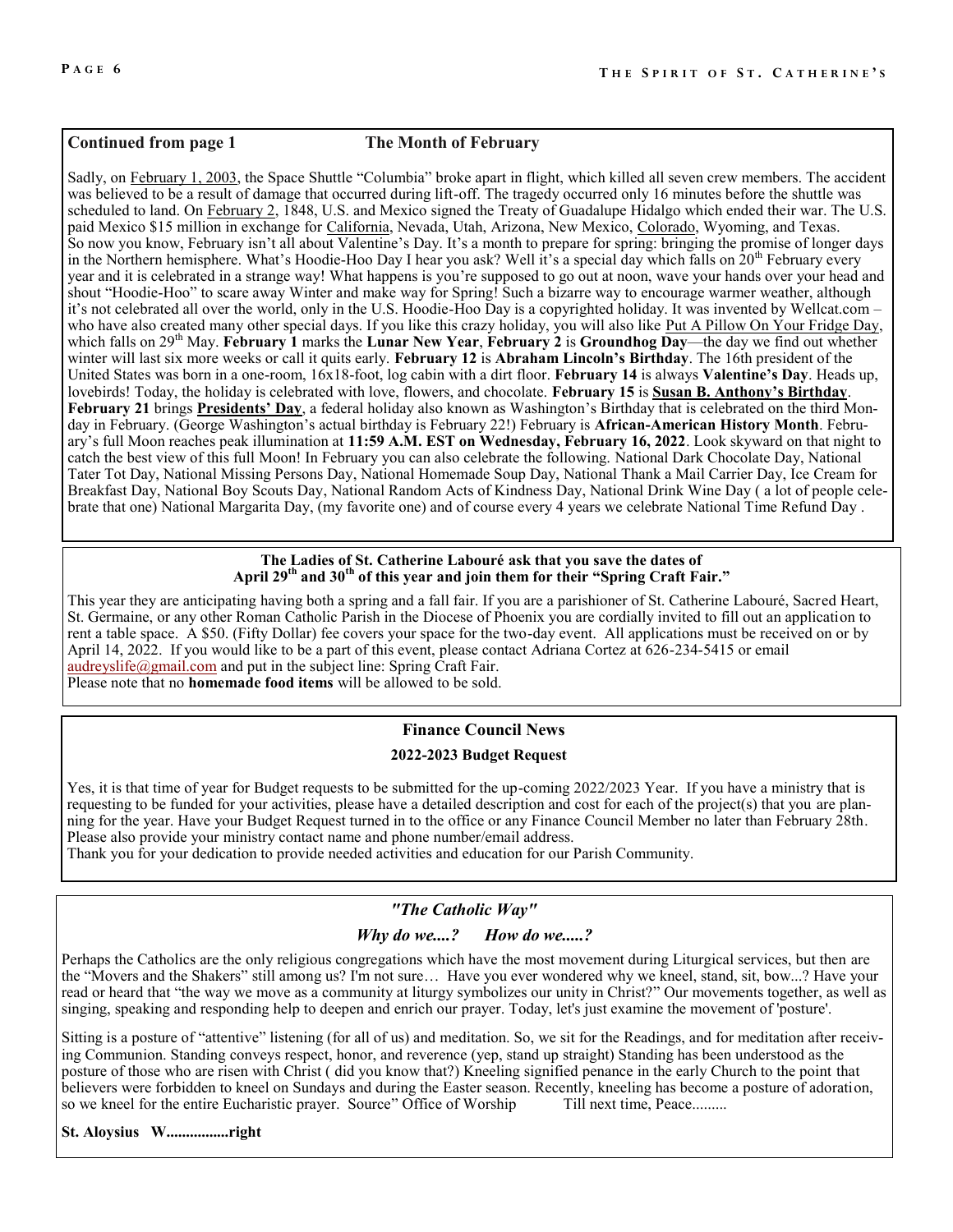**Continued from page 1** **The Month of February**

Sadly, on February 1, 2003, the Space Shuttle "Columbia" broke apart in flight, which killed all seven crew members. The accident was believed to be a result of damage that occurred during lift-off. The tragedy occurred only 16 minutes before the shuttle was scheduled to land. On February 2, 1848, U.S. and Mexico signed the Treaty of Guadalupe Hidalgo which ended their war. The U.S. paid Mexico $15 million in exchange for California, Nevada, Utah, Arizona, New Mexico, Colorado, Wyoming, and Texas. So now you know, February isn't all about Valentine's Day. It's a month to prepare for spring: bringing the promise of longer days in the Northern hemisphere. What's Hoodie-Hoo Day I hear you ask? Well it's a special day which falls on 20th February every year and it is celebrated in a strange way! What happens is you're supposed to go out at noon, wave your hands over your head and shout "Hoodie-Hoo" to scare away Winter and make way for Spring! Such a bizarre way to encourage warmer weather, although it's not celebrated all over the world, only in the U.S. Hoodie-Hoo Day is a copyrighted holiday. It was invented by Wellcat.com – who have also created many other special days. If you like this crazy holiday, you will also like Put A Pillow On Your Fridge Day, which falls on 29th May. **February 1** marks the **Lunar New Year**, **February 2** is **Groundhog Day**—the day we find out whether winter will last six more weeks or call it quits early. **February 12** is **Abraham Lincoln's Birthday**. The 16th president of the United States was born in a one-room, 16x18-foot, log cabin with a dirt floor. **February 14** is always **Valentine's Day**. Heads up, lovebirds! Today, the holiday is celebrated with love, flowers, and chocolate. **February 15** is **Susan B. Anthony's Birthday**. **February 21** brings **Presidents' Day**, a federal holiday also known as Washington's Birthday that is celebrated on the third Monday in February. (George Washington's actual birthday is February 22!) February is **African-American History Month**. February's full Moon reaches peak illumination at **11:59 A.M. EST on Wednesday, February 16, 2022**. Look skyward on that night to catch the best view of this full Moon! In February you can also celebrate the following. National Dark Chocolate Day, National Tater Tot Day, National Missing Persons Day, National Homemade Soup Day, National Thank a Mail Carrier Day, Ice Cream for Breakfast Day, National Boy Scouts Day, National Random Acts of Kindness Day, National Drink Wine Day ( a lot of people celebrate that one) National Margarita Day, (my favorite one) and of course every 4 years we celebrate National Time Refund Day .

**The Ladies of St. Catherine Labouré ask that you save the dates of April 29th and 30th of this year and join them for their "Spring Craft Fair."**

This year they are anticipating having both a spring and a fall fair. If you are a parishioner of St. Catherine Labouré, Sacred Heart, St. Germaine, or any other Roman Catholic Parish in the Diocese of Phoenix you are cordially invited to fill out an application to rent a table space. A $50. (Fifty Dollar) fee covers your space for the two-day event. All applications must be received on or by April 14, 2022. If you would like to be a part of this event, please contact Adriana Cortez at 626-234-5415 or email audreyslife@gmail.com and put in the subject line: Spring Craft Fair.
Please note that no **homemade food items** will be allowed to be sold.

## Finance Council News

### 2022-2023 Budget Request

Yes, it is that time of year for Budget requests to be submitted for the up-coming 2022/2023 Year. If you have a ministry that is requesting to be funded for your activities, please have a detailed description and cost for each of the project(s) that you are planning for the year. Have your Budget Request turned in to the office or any Finance Council Member no later than February 28th. Please also provide your ministry contact name and phone number/email address.
Thank you for your dedication to provide needed activities and education for our Parish Community.

## *"The Catholic Way"*

### *Why do we....? How do we.....?*

Perhaps the Catholics are the only religious congregations which have the most movement during Liturgical services, but then are the "Movers and the Shakers" still among us? I'm not sure… Have you ever wondered why we kneel, stand, sit, bow...? Have your read or heard that "the way we move as a community at liturgy symbolizes our unity in Christ?" Our movements together, as well as singing, speaking and responding help to deepen and enrich our prayer. Today, let's just examine the movement of 'posture'.

Sitting is a posture of "attentive" listening (for all of us) and meditation. So, we sit for the Readings, and for meditation after receiving Communion. Standing conveys respect, honor, and reverence (yep, stand up straight) Standing has been understood as the posture of those who are risen with Christ ( did you know that?) Kneeling signified penance in the early Church to the point that believers were forbidden to kneel on Sundays and during the Easter season. Recently, kneeling has become a posture of adoration, so we kneel for the entire Eucharistic prayer. Source" Office of Worship Till next time, Peace.........

**St. Aloysius W................right**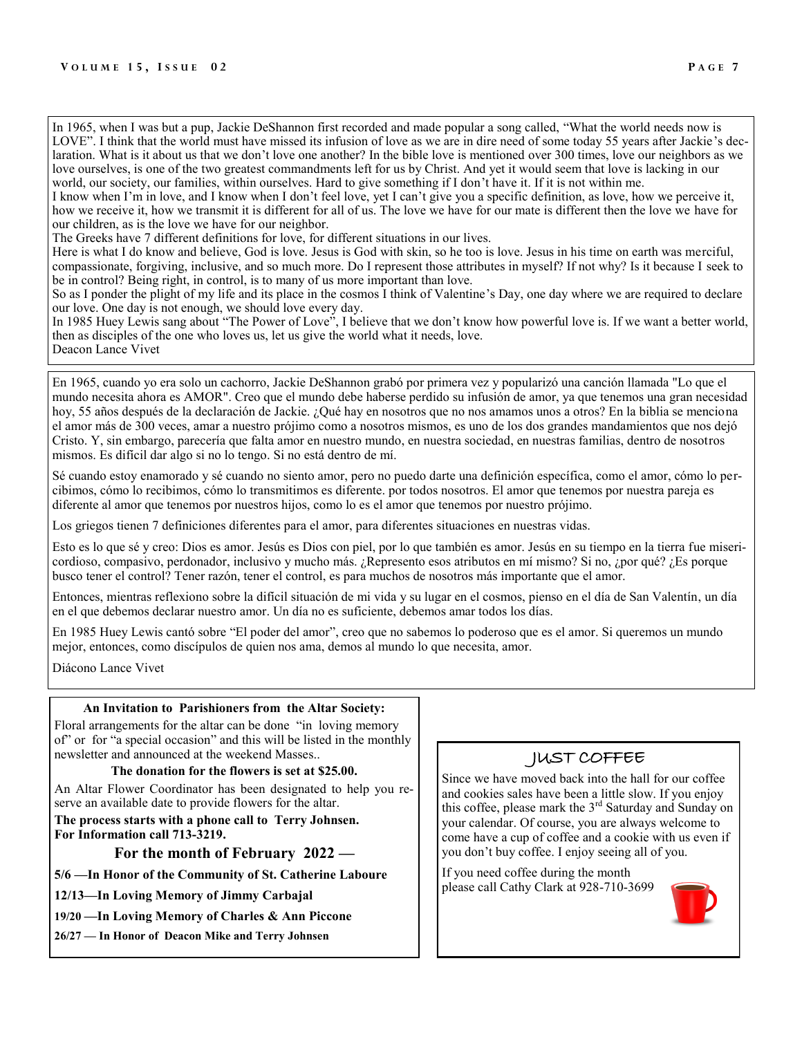In 1965, when I was but a pup, Jackie DeShannon first recorded and made popular a song called, "What the world needs now is LOVE". I think that the world must have missed its infusion of love as we are in dire need of some today 55 years after Jackie's declaration. What is it about us that we don't love one another? In the bible love is mentioned over 300 times, love our neighbors as we love ourselves, is one of the two greatest commandments left for us by Christ. And yet it would seem that love is lacking in our world, our society, our families, within ourselves. Hard to give something if I don't have it. If it is not within me.

I know when I'm in love, and I know when I don't feel love, yet I can't give you a specific definition, as love, how we perceive it, how we receive it, how we transmit it is different for all of us. The love we have for our mate is different then the love we have for our children, as is the love we have for our neighbor.

The Greeks have 7 different definitions for love, for different situations in our lives.

Here is what I do know and believe, God is love. Jesus is God with skin, so he too is love. Jesus in his time on earth was merciful, compassionate, forgiving, inclusive, and so much more. Do I represent those attributes in myself? If not why? Is it because I seek to be in control? Being right, in control, is to many of us more important than love.

So as I ponder the plight of my life and its place in the cosmos I think of Valentine's Day, one day where we are required to declare our love. One day is not enough, we should love every day.

In 1985 Huey Lewis sang about "The Power of Love", I believe that we don't know how powerful love is. If we want a better world, then as disciples of the one who loves us, let us give the world what it needs, love.

Deacon Lance Vivet

---

En 1965, cuando yo era solo un cachorro, Jackie DeShannon grabó por primera vez y popularizó una canción llamada "Lo que el mundo necesita ahora es AMOR". Creo que el mundo debe haberse perdido su infusión de amor, ya que tenemos una gran necesidad hoy, 55 años después de la declaración de Jackie. ¿Qué hay en nosotros que no nos amamos unos a otros? En la biblia se menciona el amor más de 300 veces, amar a nuestro prójimo como a nosotros mismos, es uno de los dos grandes mandamientos que nos dejó Cristo. Y, sin embargo, parecería que falta amor en nuestro mundo, en nuestra sociedad, en nuestras familias, dentro de nosotros mismos. Es difícil dar algo si no lo tengo. Si no está dentro de mí.

Sé cuando estoy enamorado y sé cuando no siento amor, pero no puedo darte una definición específica, como el amor, cómo lo percibimos, cómo lo recibimos, cómo lo transmitimos es diferente. por todos nosotros. El amor que tenemos por nuestra pareja es diferente al amor que tenemos por nuestros hijos, como lo es el amor que tenemos por nuestro prójimo.

Los griegos tienen 7 definiciones diferentes para el amor, para diferentes situaciones en nuestras vidas.

Esto es lo que sé y creo: Dios es amor. Jesús es Dios con piel, por lo que también es amor. Jesús en su tiempo en la tierra fue misericordioso, compasivo, perdonador, inclusivo y mucho más. ¿Represento esos atributos en mí mismo? Si no, ¿por qué? ¿Es porque busco tener el control? Tener razón, tener el control, es para muchos de nosotros más importante que el amor.

Entonces, mientras reflexiono sobre la difícil situación de mi vida y su lugar en el cosmos, pienso en el día de San Valentín, un día en el que debemos declarar nuestro amor. Un día no es suficiente, debemos amar todos los días.

En 1985 Huey Lewis cantó sobre "El poder del amor", creo que no sabemos lo poderoso que es el amor. Si queremos un mundo mejor, entonces, como discípulos de quien nos ama, demos al mundo lo que necesita, amor.

Diácono Lance Vivet

---

**An Invitation to Parishioners from the Altar Society:**

Floral arrangements for the altar can be done "in loving memory of" or for "a special occasion" and this will be listed in the monthly newsletter and announced at the weekend Masses..

**The donation for the flowers is set at $25.00.**

An Altar Flower Coordinator has been designated to help you reserve an available date to provide flowers for the altar.

**The process starts with a phone call to Terry Johnsen.**
**For Information call 713-3219.**

**For the month of February 2022 —**

**5/6 —In Honor of the Community of St. Catherine Laboure**

**12/13—In Loving Memory of Jimmy Carbajal**

**19/20 —In Loving Memory of Charles & Ann Piccone**

**26/27 — In Honor of Deacon Mike and Terry Johnsen**

---

## JUST COFFEE

Since we have moved back into the hall for our coffee and cookies sales have been a little slow. If you enjoy this coffee, please mark the 3rd Saturday and Sunday on your calendar. Of course, you are always welcome to come have a cup of coffee and a cookie with us even if you don't buy coffee. I enjoy seeing all of you.

If you need coffee during the month please call Cathy Clark at 928-710-3699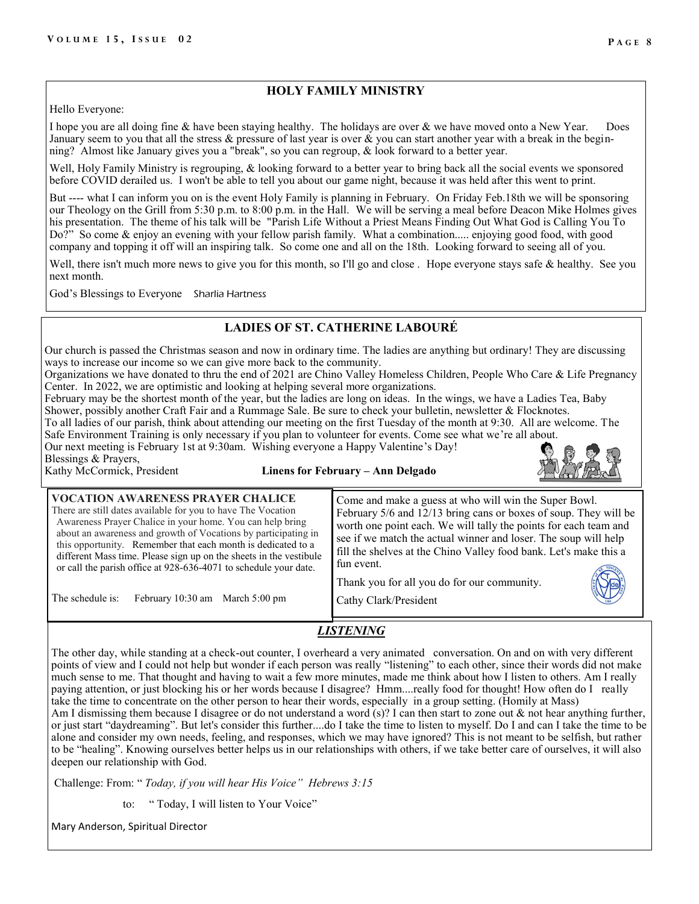## HOLY FAMILY MINISTRY

Hello Everyone:

I hope you are all doing fine & have been staying healthy. The holidays are over & we have moved onto a New Year. Does January seem to you that all the stress & pressure of last year is over & you can start another year with a break in the beginning? Almost like January gives you a "break", so you can regroup, & look forward to a better year.

Well, Holy Family Ministry is regrouping, & looking forward to a better year to bring back all the social events we sponsored before COVID derailed us. I won't be able to tell you about our game night, because it was held after this went to print.

But ---- what I can inform you on is the event Holy Family is planning in February. On Friday Feb.18th we will be sponsoring our Theology on the Grill from 5:30 p.m. to 8:00 p.m. in the Hall. We will be serving a meal before Deacon Mike Holmes gives his presentation. The theme of his talk will be "Parish Life Without a Priest Means Finding Out What God is Calling You To Do?" So come & enjoy an evening with your fellow parish family. What a combination..... enjoying good food, with good company and topping it off will an inspiring talk. So come one and all on the 18th. Looking forward to seeing all of you.

Well, there isn't much more news to give you for this month, so I'll go and close . Hope everyone stays safe & healthy. See you next month.

God's Blessings to Everyone Sharlia Hartness

## LADIES OF ST. CATHERINE LABOURÉ

Our church is passed the Christmas season and now in ordinary time. The ladies are anything but ordinary! They are discussing ways to increase our income so we can give more back to the community.

Organizations we have donated to thru the end of 2021 are Chino Valley Homeless Children, People Who Care & Life Pregnancy Center. In 2022, we are optimistic and looking at helping several more organizations.

February may be the shortest month of the year, but the ladies are long on ideas. In the wings, we have a Ladies Tea, Baby Shower, possibly another Craft Fair and a Rummage Sale. Be sure to check your bulletin, newsletter & Flocknotes.

To all ladies of our parish, think about attending our meeting on the first Tuesday of the month at 9:30. All are welcome. The Safe Environment Training is only necessary if you plan to volunteer for events. Come see what we're all about.

Our next meeting is February 1st at 9:30am. Wishing everyone a Happy Valentine's Day!

Blessings & Prayers,
Kathy McCormick, President

**Linens for February – Ann Delgado**

### VOCATION AWARENESS PRAYER CHALICE

There are still dates available for you to have The Vocation Awareness Prayer Chalice in your home. You can help bring about an awareness and growth of Vocations by participating in this opportunity. Remember that each month is dedicated to a different Mass time. Please sign up on the sheets in the vestibule or call the parish office at 928-636-4071 to schedule your date.

The schedule is: February 10:30 am March 5:00 pm

Come and make a guess at who will win the Super Bowl. February 5/6 and 12/13 bring cans or boxes of soup. They will be worth one point each. We will tally the points for each team and see if we match the actual winner and loser. The soup will help fill the shelves at the Chino Valley food bank. Let's make this a fun event.

Thank you for all you do for our community.

Cathy Clark/President

## *LISTENING*

The other day, while standing at a check-out counter, I overheard a very animated conversation. On and on with very different points of view and I could not help but wonder if each person was really "listening" to each other, since their words did not make much sense to me. That thought and having to wait a few more minutes, made me think about how I listen to others. Am I really paying attention, or just blocking his or her words because I disagree? Hmm....really food for thought! How often do I really take the time to concentrate on the other person to hear their words, especially in a group setting. (Homily at Mass)

Am I dismissing them because I disagree or do not understand a word (s)? I can then start to zone out & not hear anything further, or just start "daydreaming". But let's consider this further....do I take the time to listen to myself. Do I and can I take the time to be alone and consider my own needs, feeling, and responses, which we may have ignored? This is not meant to be selfish, but rather to be "healing". Knowing ourselves better helps us in our relationships with others, if we take better care of ourselves, it will also deepen our relationship with God.

Challenge: From: " *Today, if you will hear His Voice" Hebrews 3:15*

to: " Today, I will listen to Your Voice"

Mary Anderson, Spiritual Director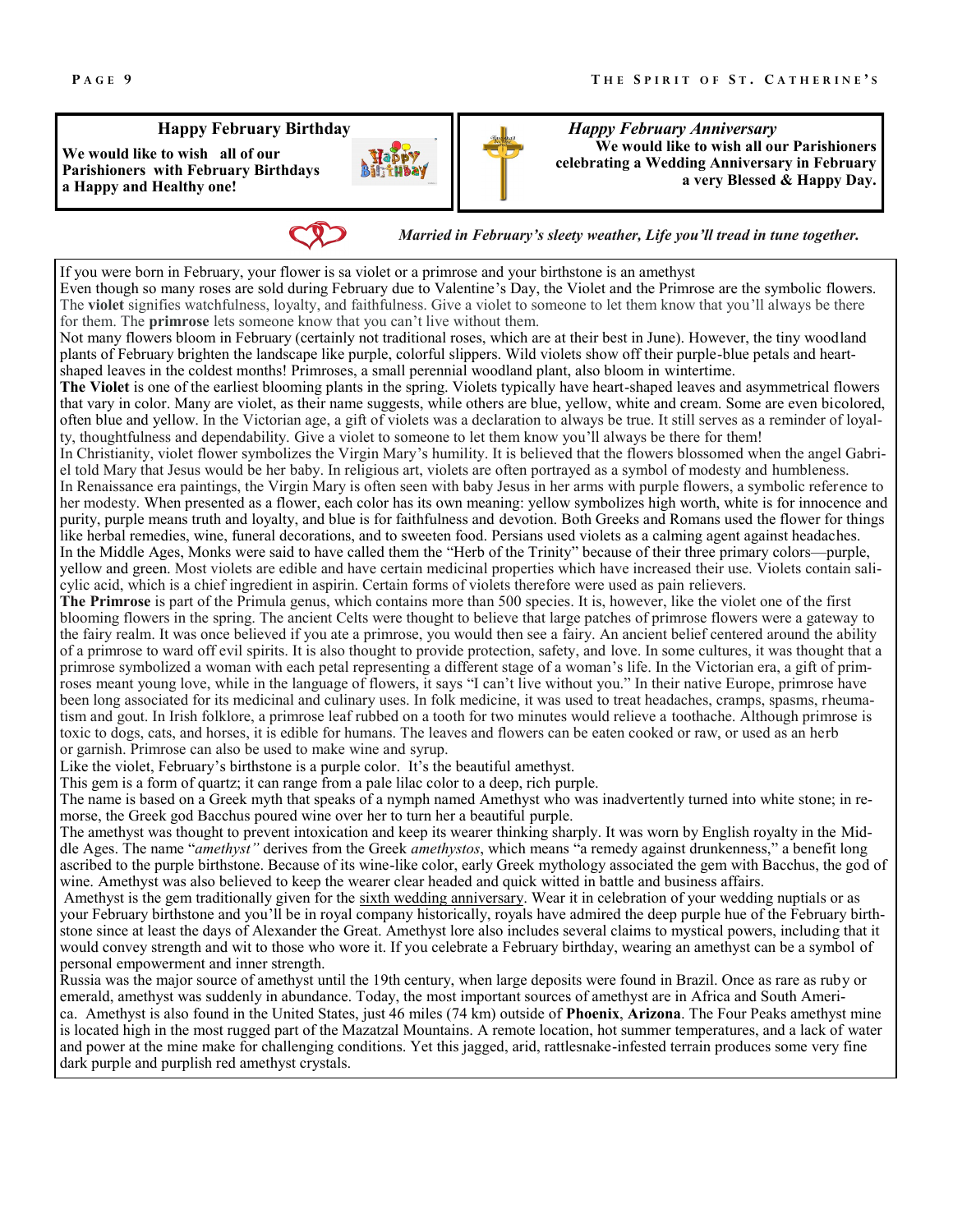**Happy February Birthday**

**We would like to wish all of our Parishioners with February Birthdays a Happy and Healthy one!**

***Happy February Anniversary***

**We would like to wish all our Parishioners celebrating a Wedding Anniversary in February a very Blessed & Happy Day.**

***Married in February's sleety weather, Life you'll tread in tune together.***

If you were born in February, your flower is sa violet or a primrose and your birthstone is an amethyst

Even though so many roses are sold during February due to Valentine's Day, the Violet and the Primrose are the symbolic flowers. The **violet** signifies watchfulness, loyalty, and faithfulness. Give a violet to someone to let them know that you'll always be there for them. The **primrose** lets someone know that you can't live without them.

Not many flowers bloom in February (certainly not traditional roses, which are at their best in June). However, the tiny woodland plants of February brighten the landscape like purple, colorful slippers. Wild violets show off their purple-blue petals and heart-shaped leaves in the coldest months! Primroses, a small perennial woodland plant, also bloom in wintertime.

**The Violet** is one of the earliest blooming plants in the spring. Violets typically have heart-shaped leaves and asymmetrical flowers that vary in color. Many are violet, as their name suggests, while others are blue, yellow, white and cream. Some are even bicolored, often blue and yellow. In the Victorian age, a gift of violets was a declaration to always be true. It still serves as a reminder of loyalty, thoughtfulness and dependability. Give a violet to someone to let them know you'll always be there for them!

In Christianity, violet flower symbolizes the Virgin Mary's humility. It is believed that the flowers blossomed when the angel Gabriel told Mary that Jesus would be her baby. In religious art, violets are often portrayed as a symbol of modesty and humbleness. In Renaissance era paintings, the Virgin Mary is often seen with baby Jesus in her arms with purple flowers, a symbolic reference to her modesty. When presented as a flower, each color has its own meaning: yellow symbolizes high worth, white is for innocence and purity, purple means truth and loyalty, and blue is for faithfulness and devotion. Both Greeks and Romans used the flower for things like herbal remedies, wine, funeral decorations, and to sweeten food. Persians used violets as a calming agent against headaches. In the Middle Ages, Monks were said to have called them the "Herb of the Trinity" because of their three primary colors—purple, yellow and green. Most violets are edible and have certain medicinal properties which have increased their use. Violets contain salicylic acid, which is a chief ingredient in aspirin. Certain forms of violets therefore were used as pain relievers.

**The Primrose** is part of the Primula genus, which contains more than 500 species. It is, however, like the violet one of the first blooming flowers in the spring. The ancient Celts were thought to believe that large patches of primrose flowers were a gateway to the fairy realm. It was once believed if you ate a primrose, you would then see a fairy. An ancient belief centered around the ability of a primrose to ward off evil spirits. It is also thought to provide protection, safety, and love. In some cultures, it was thought that a primrose symbolized a woman with each petal representing a different stage of a woman's life. In the Victorian era, a gift of primroses meant young love, while in the language of flowers, it says "I can't live without you." In their native Europe, primrose have been long associated for its medicinal and culinary uses. In folk medicine, it was used to treat headaches, cramps, spasms, rheumatism and gout. In Irish folklore, a primrose leaf rubbed on a tooth for two minutes would relieve a toothache. Although primrose is toxic to dogs, cats, and horses, it is edible for humans. The leaves and flowers can be eaten cooked or raw, or used as an herb or garnish. Primrose can also be used to make wine and syrup.

Like the violet, February's birthstone is a purple color. It's the beautiful amethyst.

This gem is a form of quartz; it can range from a pale lilac color to a deep, rich purple.

The name is based on a Greek myth that speaks of a nymph named Amethyst who was inadvertently turned into white stone; in remorse, the Greek god Bacchus poured wine over her to turn her a beautiful purple.

The amethyst was thought to prevent intoxication and keep its wearer thinking sharply. It was worn by English royalty in the Middle Ages. The name "*amethyst"* derives from the Greek *amethystos*, which means "a remedy against drunkenness," a benefit long ascribed to the purple birthstone. Because of its wine-like color, early Greek mythology associated the gem with Bacchus, the god of wine. Amethyst was also believed to keep the wearer clear headed and quick witted in battle and business affairs.

Amethyst is the gem traditionally given for the sixth wedding anniversary. Wear it in celebration of your wedding nuptials or as your February birthstone and you'll be in royal company historically, royals have admired the deep purple hue of the February birthstone since at least the days of Alexander the Great. Amethyst lore also includes several claims to mystical powers, including that it would convey strength and wit to those who wore it. If you celebrate a February birthday, wearing an amethyst can be a symbol of personal empowerment and inner strength.

Russia was the major source of amethyst until the 19th century, when large deposits were found in Brazil. Once as rare as ruby or emerald, amethyst was suddenly in abundance. Today, the most important sources of amethyst are in Africa and South America. Amethyst is also found in the United States, just 46 miles (74 km) outside of **Phoenix**, **Arizona**. The Four Peaks amethyst mine is located high in the most rugged part of the Mazatzal Mountains. A remote location, hot summer temperatures, and a lack of water and power at the mine make for challenging conditions. Yet this jagged, arid, rattlesnake-infested terrain produces some very fine dark purple and purplish red amethyst crystals.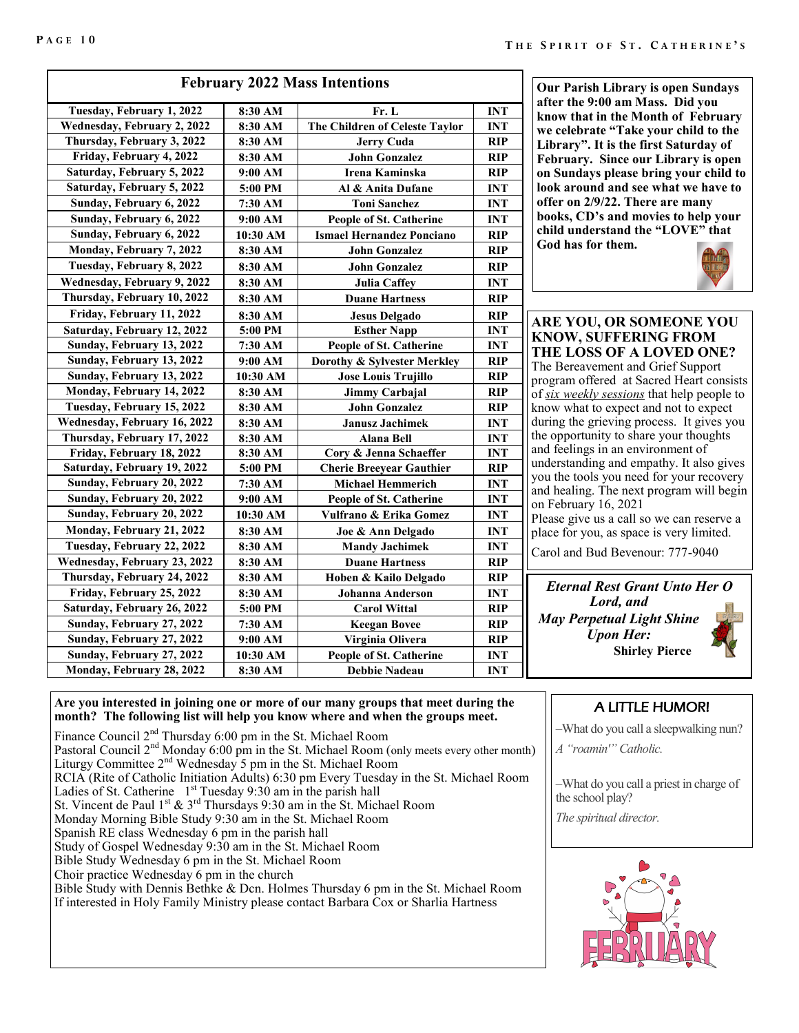## February 2022 Mass Intentions

| Date | Time | Intention | Type |
|---|---|---|---|
| Tuesday, February 1, 2022 | 8:30 AM | Fr. L | INT |
| Wednesday, February 2, 2022 | 8:30 AM | The Children of Celeste Taylor | INT |
| Thursday, February 3, 2022 | 8:30 AM | Jerry Cuda | RIP |
| Friday, February 4, 2022 | 8:30 AM | John Gonzalez | RIP |
| Saturday, February 5, 2022 | 9:00 AM | Irena Kaminska | RIP |
| Saturday, February 5, 2022 | 5:00 PM | Al & Anita Dufane | INT |
| Sunday, February 6, 2022 | 7:30 AM | Toni Sanchez | INT |
| Sunday, February 6, 2022 | 9:00 AM | People of St. Catherine | INT |
| Sunday, February 6, 2022 | 10:30 AM | Ismael Hernandez Ponciano | RIP |
| Monday, February 7, 2022 | 8:30 AM | John Gonzalez | RIP |
| Tuesday, February 8, 2022 | 8:30 AM | John Gonzalez | RIP |
| Wednesday, February 9, 2022 | 8:30 AM | Julia Caffey | INT |
| Thursday, February 10, 2022 | 8:30 AM | Duane Hartness | RIP |
| Friday, February 11, 2022 | 8:30 AM | Jesus Delgado | RIP |
| Saturday, February 12, 2022 | 5:00 PM | Esther Napp | INT |
| Sunday, February 13, 2022 | 7:30 AM | People of St. Catherine | INT |
| Sunday, February 13, 2022 | 9:00 AM | Dorothy & Sylvester Merkley | RIP |
| Sunday, February 13, 2022 | 10:30 AM | Jose Louis Trujillo | RIP |
| Monday, February 14, 2022 | 8:30 AM | Jimmy Carbajal | RIP |
| Tuesday, February 15, 2022 | 8:30 AM | John Gonzalez | RIP |
| Wednesday, February 16, 2022 | 8:30 AM | Janusz Jachimek | INT |
| Thursday, February 17, 2022 | 8:30 AM | Alana Bell | INT |
| Friday, February 18, 2022 | 8:30 AM | Cory & Jenna Schaeffer | INT |
| Saturday, February 19, 2022 | 5:00 PM | Cherie Breeyear Gauthier | RIP |
| Sunday, February 20, 2022 | 7:30 AM | Michael Hemmerich | INT |
| Sunday, February 20, 2022 | 9:00 AM | People of St. Catherine | INT |
| Sunday, February 20, 2022 | 10:30 AM | Vulfrano & Erika Gomez | INT |
| Monday, February 21, 2022 | 8:30 AM | Joe & Ann Delgado | INT |
| Tuesday, February 22, 2022 | 8:30 AM | Mandy Jachimek | INT |
| Wednesday, February 23, 2022 | 8:30 AM | Duane Hartness | RIP |
| Thursday, February 24, 2022 | 8:30 AM | Hoben & Kailo Delgado | RIP |
| Friday, February 25, 2022 | 8:30 AM | Johanna Anderson | INT |
| Saturday, February 26, 2022 | 5:00 PM | Carol Wittal | RIP |
| Sunday, February 27, 2022 | 7:30 AM | Keegan Bovee | RIP |
| Sunday, February 27, 2022 | 9:00 AM | Virginia Olivera | RIP |
| Sunday, February 27, 2022 | 10:30 AM | People of St. Catherine | INT |
| Monday, February 28, 2022 | 8:30 AM | Debbie Nadeau | INT |

**Our Parish Library is open Sundays after the 9:00 am Mass. Did you know that in the Month of February we celebrate "Take your child to the Library". It is the first Saturday of February. Since our Library is open on Sundays please bring your child to look around and see what we have to offer on 2/9/22. There are many books, CD's and movies to help your child understand the "LOVE" that God has for them.**

### ARE YOU, OR SOMEONE YOU KNOW, SUFFERING FROM THE LOSS OF A LOVED ONE?

The Bereavement and Grief Support program offered at Sacred Heart consists of *six weekly sessions* that help people to know what to expect and not to expect during the grieving process. It gives you the opportunity to share your thoughts and feelings in an environment of understanding and empathy. It also gives you the tools you need for your recovery and healing. The next program will begin on February 16, 2021

Please give us a call so we can reserve a place for you, as space is very limited.

Carol and Bud Bevenour: 777-9040

***Eternal Rest Grant Unto Her O Lord, and May Perpetual Light Shine Upon Her:***

**Shirley Pierce**

**Are you interested in joining one or more of our many groups that meet during the month? The following list will help you know where and when the groups meet.**

Finance Council 2nd Thursday 6:00 pm in the St. Michael Room
Pastoral Council 2nd Monday 6:00 pm in the St. Michael Room (only meets every other month)
Liturgy Committee 2nd Wednesday 5 pm in the St. Michael Room
RCIA (Rite of Catholic Initiation Adults) 6:30 pm Every Tuesday in the St. Michael Room
Ladies of St. Catherine 1st Tuesday 9:30 am in the parish hall
St. Vincent de Paul 1st & 3rd Thursdays 9:30 am in the St. Michael Room
Monday Morning Bible Study 9:30 am in the St. Michael Room
Spanish RE class Wednesday 6 pm in the parish hall
Study of Gospel Wednesday 9:30 am in the St. Michael Room
Bible Study Wednesday 6 pm in the St. Michael Room
Choir practice Wednesday 6 pm in the church
Bible Study with Dennis Bethke & Dcn. Holmes Thursday 6 pm in the St. Michael Room
If interested in Holy Family Ministry please contact Barbara Cox or Sharlia Hartness

### A LITTLE HUMOR!

–What do you call a sleepwalking nun?

*A "roamin'" Catholic.*

–What do you call a priest in charge of the school play?

*The spiritual director.*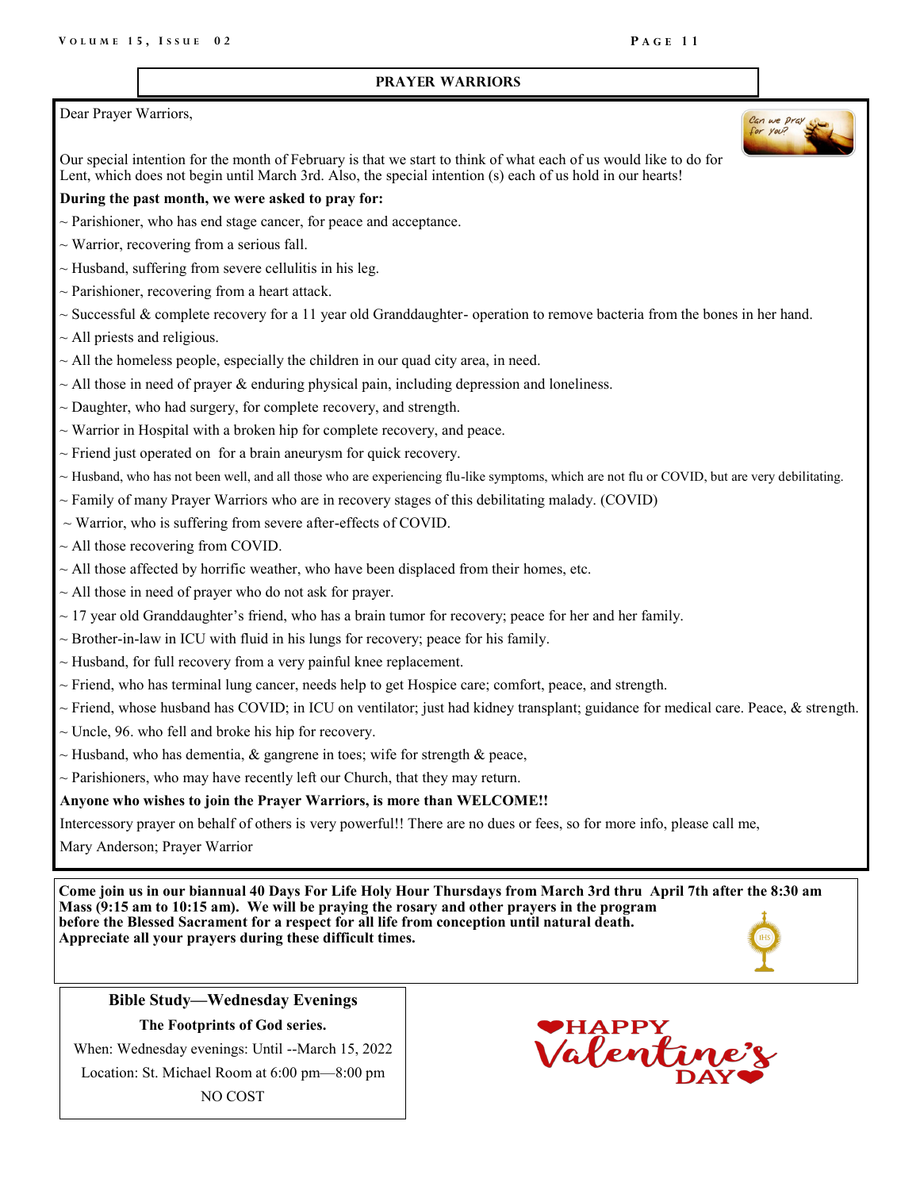## PRAYER WARRIORS

Dear Prayer Warriors,

Our special intention for the month of February is that we start to think of what each of us would like to do for Lent, which does not begin until March 3rd. Also, the special intention (s) each of us hold in our hearts!

**During the past month, we were asked to pray for:**

~ Parishioner, who has end stage cancer, for peace and acceptance.

~ Warrior, recovering from a serious fall.

~ Husband, suffering from severe cellulitis in his leg.

~ Parishioner, recovering from a heart attack.

~ Successful & complete recovery for a 11 year old Granddaughter- operation to remove bacteria from the bones in her hand.

~ All priests and religious.

~ All the homeless people, especially the children in our quad city area, in need.

~ All those in need of prayer & enduring physical pain, including depression and loneliness.

~ Daughter, who had surgery, for complete recovery, and strength.

~ Warrior in Hospital with a broken hip for complete recovery, and peace.

~ Friend just operated on for a brain aneurysm for quick recovery.

~ Husband, who has not been well, and all those who are experiencing flu-like symptoms, which are not flu or COVID, but are very debilitating.

~ Family of many Prayer Warriors who are in recovery stages of this debilitating malady. (COVID)

~ Warrior, who is suffering from severe after-effects of COVID.

~ All those recovering from COVID.

~ All those affected by horrific weather, who have been displaced from their homes, etc.

~ All those in need of prayer who do not ask for prayer.

~ 17 year old Granddaughter's friend, who has a brain tumor for recovery; peace for her and her family.

~ Brother-in-law in ICU with fluid in his lungs for recovery; peace for his family.

~ Husband, for full recovery from a very painful knee replacement.

~ Friend, who has terminal lung cancer, needs help to get Hospice care; comfort, peace, and strength.

~ Friend, whose husband has COVID; in ICU on ventilator; just had kidney transplant; guidance for medical care. Peace, & strength.

~ Uncle, 96. who fell and broke his hip for recovery.

~ Husband, who has dementia, & gangrene in toes; wife for strength & peace,

~ Parishioners, who may have recently left our Church, that they may return.

**Anyone who wishes to join the Prayer Warriors, is more than WELCOME!!**

Intercessory prayer on behalf of others is very powerful!! There are no dues or fees, so for more info, please call me,

Mary Anderson; Prayer Warrior

**Come join us in our biannual 40 Days For Life Holy Hour Thursdays from March 3rd thru April 7th after the 8:30 am Mass (9:15 am to 10:15 am). We will be praying the rosary and other prayers in the program before the Blessed Sacrament for a respect for all life from conception until natural death. Appreciate all your prayers during these difficult times.**

**Bible Study—Wednesday Evenings**

**The Footprints of God series.**

When: Wednesday evenings: Until --March 15, 2022

Location: St. Michael Room at 6:00 pm—8:00 pm

NO COST

HAPPY Valentine's DAY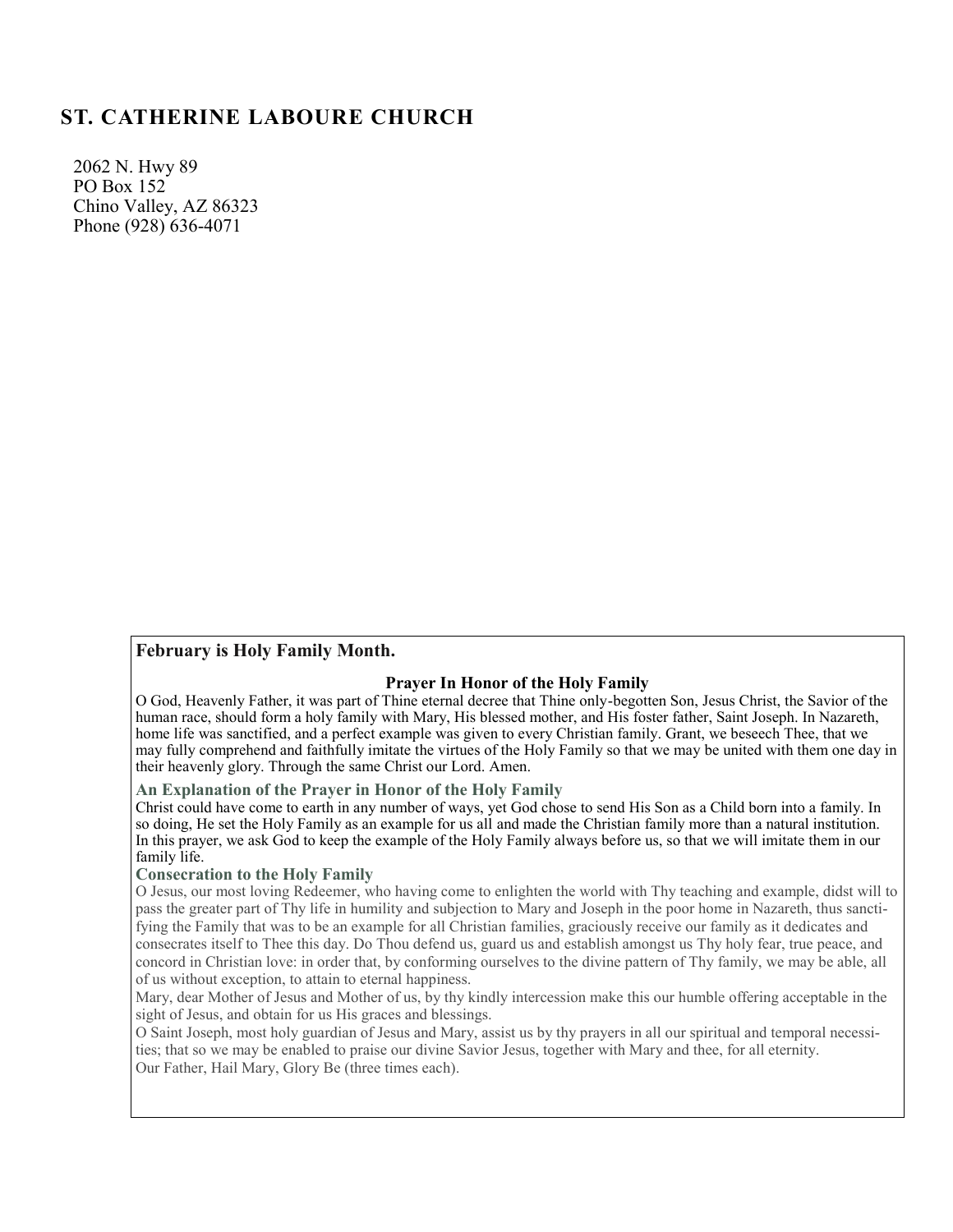## ST. CATHERINE LABOURE CHURCH

2062 N. Hwy 89
PO Box 152
Chino Valley, AZ 86323
Phone (928) 636-4071

**February is Holy Family Month.**

**Prayer In Honor of the Holy Family**

O God, Heavenly Father, it was part of Thine eternal decree that Thine only-begotten Son, Jesus Christ, the Savior of the human race, should form a holy family with Mary, His blessed mother, and His foster father, Saint Joseph. In Nazareth, home life was sanctified, and a perfect example was given to every Christian family. Grant, we beseech Thee, that we may fully comprehend and faithfully imitate the virtues of the Holy Family so that we may be united with them one day in their heavenly glory. Through the same Christ our Lord. Amen.

**An Explanation of the Prayer in Honor of the Holy Family**

Christ could have come to earth in any number of ways, yet God chose to send His Son as a Child born into a family. In so doing, He set the Holy Family as an example for us all and made the Christian family more than a natural institution. In this prayer, we ask God to keep the example of the Holy Family always before us, so that we will imitate them in our family life.

**Consecration to the Holy Family**

O Jesus, our most loving Redeemer, who having come to enlighten the world with Thy teaching and example, didst will to pass the greater part of Thy life in humility and subjection to Mary and Joseph in the poor home in Nazareth, thus sanctifying the Family that was to be an example for all Christian families, graciously receive our family as it dedicates and consecrates itself to Thee this day. Do Thou defend us, guard us and establish amongst us Thy holy fear, true peace, and concord in Christian love: in order that, by conforming ourselves to the divine pattern of Thy family, we may be able, all of us without exception, to attain to eternal happiness.

Mary, dear Mother of Jesus and Mother of us, by thy kindly intercession make this our humble offering acceptable in the sight of Jesus, and obtain for us His graces and blessings.

O Saint Joseph, most holy guardian of Jesus and Mary, assist us by thy prayers in all our spiritual and temporal necessities; that so we may be enabled to praise our divine Savior Jesus, together with Mary and thee, for all eternity.

Our Father, Hail Mary, Glory Be (three times each).